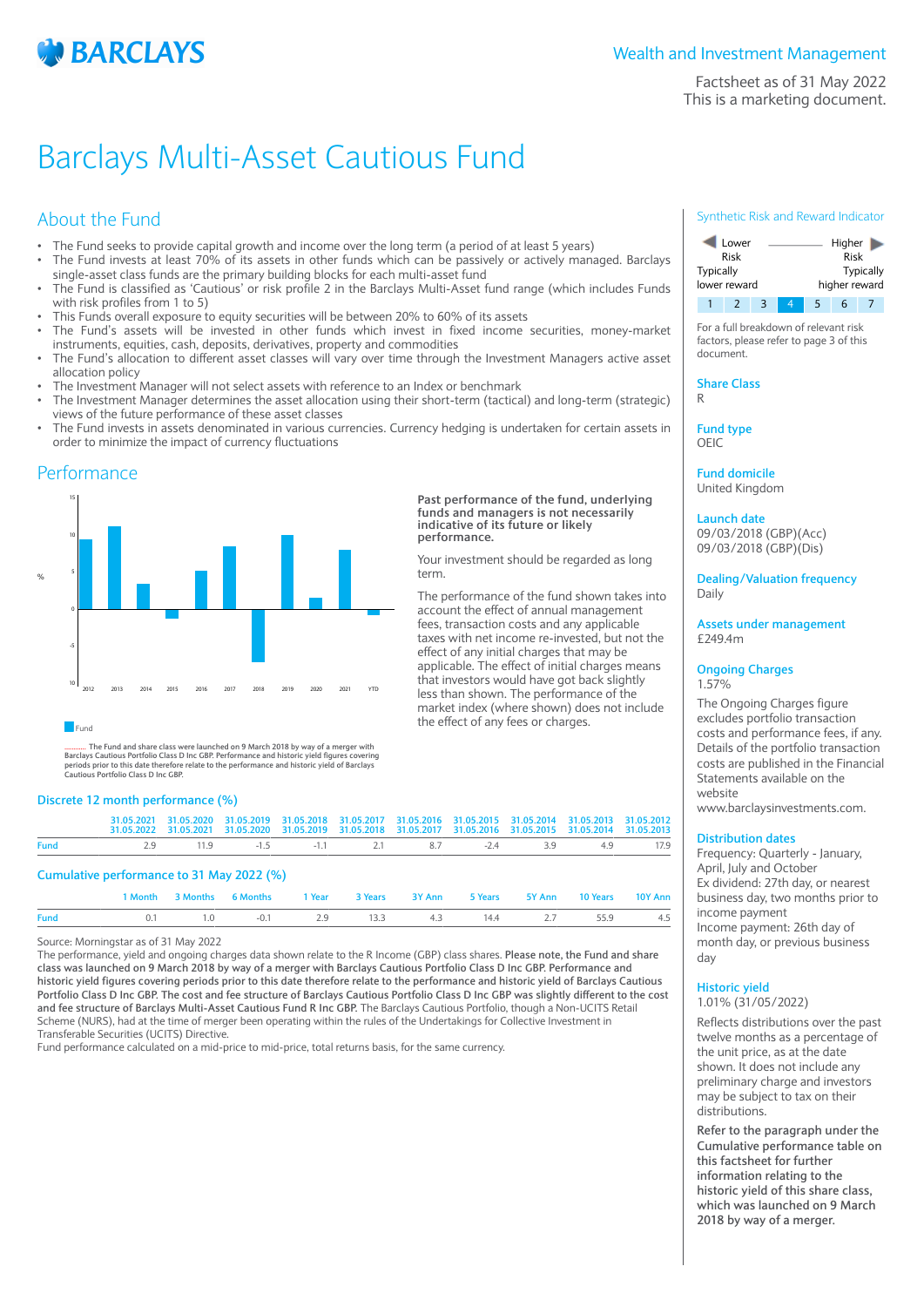Wealth and Investment Management

Factsheet as of 31 May 2022
This is a marketing document.

# Barclays Multi-Asset Cautious Fund

## About the Fund

- The Fund seeks to provide capital growth and income over the long term (a period of at least 5 years)
- The Fund invests at least 70% of its assets in other funds which can be passively or actively managed. Barclays single-asset class funds are the primary building blocks for each multi-asset fund
- The Fund is classified as 'Cautious' or risk profile 2 in the Barclays Multi-Asset fund range (which includes Funds with risk profiles from 1 to 5)
- This Funds overall exposure to equity securities will be between 20% to 60% of its assets
- The Fund's assets will be invested in other funds which invest in fixed income securities, money-market instruments, equities, cash, deposits, derivatives, property and commodities
- The Fund's allocation to different asset classes will vary over time through the Investment Managers active asset allocation policy
- The Investment Manager will not select assets with reference to an Index or benchmark
- The Investment Manager determines the asset allocation using their short-term (tactical) and long-term (strategic) views of the future performance of these asset classes
- The Fund invests in assets denominated in various currencies. Currency hedging is undertaken for certain assets in order to minimize the impact of currency fluctuations

## Performance

**Past performance of the fund, underlying funds and managers is not necessarily indicative of its future or likely performance.**

Your investment should be regarded as long term.

The performance of the fund shown takes into account the effect of annual management fees, transaction costs and any applicable taxes with net income re-invested, but not the effect of any initial charges that may be applicable. The effect of initial charges means that investors would have got back slightly less than shown. The performance of the market index (where shown) does not include the effect of any fees or charges.

Fund

........... The Fund and share class were launched on 9 March 2018 by way of a merger with Barclays Cautious Portfolio Class D Inc GBP. Performance and historic yield figures covering periods prior to this date therefore relate to the performance and historic yield of Barclays Cautious Portfolio Class D Inc GBP.

### Discrete 12 month performance (%)

| | 31.05.2021 31.05.2022 | 31.05.2020 31.05.2021 | 31.05.2019 31.05.2020 | 31.05.2018 31.05.2019 | 31.05.2017 31.05.2018 | 31.05.2016 31.05.2017 | 31.05.2015 31.05.2016 | 31.05.2014 31.05.2015 | 31.05.2013 31.05.2014 | 31.05.2012 31.05.2013 |
|---|---|---|---|---|---|---|---|---|---|---|
| Fund | 2.9 | 11.9 | -1.5 | -1.1 | 2.1 | 8.7 | -2.4 | 3.9 | 4.9 | 17.9 |

### Cumulative performance to 31 May 2022 (%)

| | 1 Month | 3 Months | 6 Months | 1 Year | 3 Years | 3Y Ann | 5 Years | 5Y Ann | 10 Years | 10Y Ann |
|---|---|---|---|---|---|---|---|---|---|---|
| Fund | 0.1 | 1.0 | -0.1 | 2.9 | 13.3 | 4.3 | 14.4 | 2.7 | 55.9 | 4.5 |

Source: Morningstar as of 31 May 2022
The performance, yield and ongoing charges data shown relate to the R Income (GBP) class shares. **Please note, the Fund and share class was launched on 9 March 2018 by way of a merger with Barclays Cautious Portfolio Class D Inc GBP. Performance and historic yield figures covering periods prior to this date therefore relate to the performance and historic yield of Barclays Cautious Portfolio Class D Inc GBP. The cost and fee structure of Barclays Cautious Portfolio Class D Inc GBP was slightly different to the cost and fee structure of Barclays Multi-Asset Cautious Fund R Inc GBP.** The Barclays Cautious Portfolio, though a Non-UCITS Retail Scheme (NURS), had at the time of merger been operating within the rules of the Undertakings for Collective Investment in Transferable Securities (UCITS) Directive.
Fund performance calculated on a mid-price to mid-price, total returns basis, for the same currency.

### Synthetic Risk and Reward Indicator

Lower Risk — Higher Risk
Typically lower reward — Typically higher reward

1 | 2 | 3 | **4** | 5 | 6 | 7

For a full breakdown of relevant risk factors, please refer to page 3 of this document.

**Share Class**
R

**Fund type**
OEIC

**Fund domicile**
United Kingdom

**Launch date**
09/03/2018 (GBP)(Acc)
09/03/2018 (GBP)(Dis)

**Dealing/Valuation frequency**
Daily

**Assets under management**
£249.4m

**Ongoing Charges**
1.57%

The Ongoing Charges figure excludes portfolio transaction costs and performance fees, if any. Details of the portfolio transaction costs are published in the Financial Statements available on the website www.barclaysinvestments.com.

**Distribution dates**
Frequency: Quarterly - January, April, July and October
Ex dividend: 27th day, or nearest business day, two months prior to income payment
Income payment: 26th day of month day, or previous business day

**Historic yield**
1.01% (31/05/2022)

Reflects distributions over the past twelve months as a percentage of the unit price, as at the date shown. It does not include any preliminary charge and investors may be subject to tax on their distributions.

**Refer to the paragraph under the Cumulative performance table on this factsheet for further information relating to the historic yield of this share class, which was launched on 9 March 2018 by way of a merger.**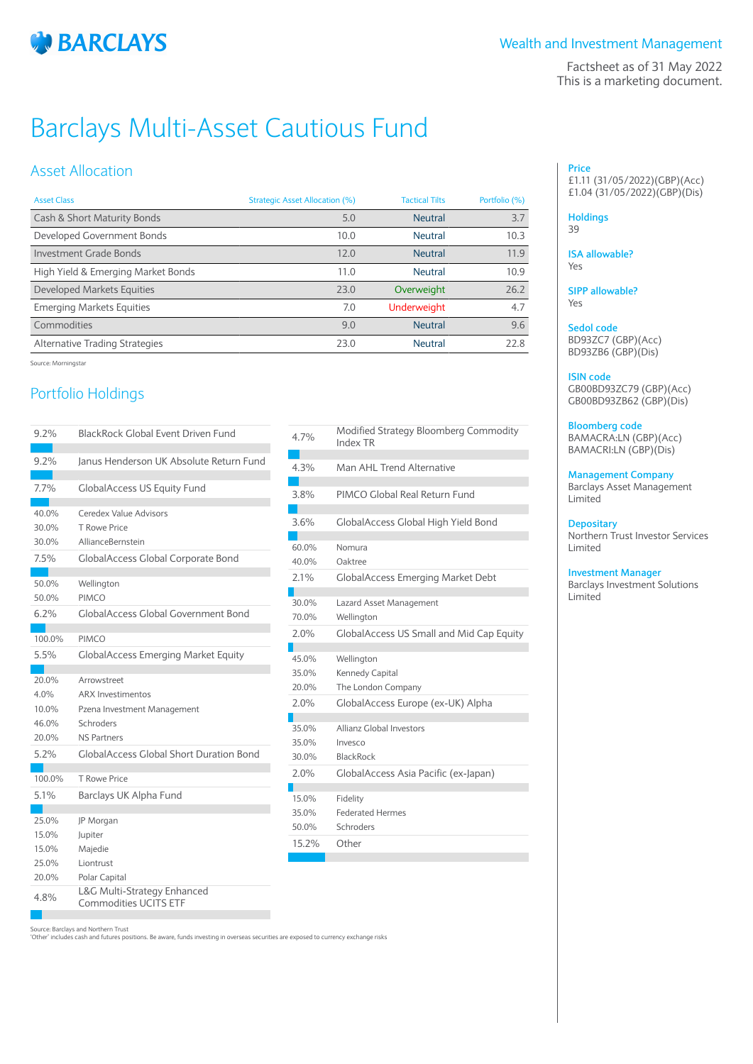# Barclays Multi-Asset Cautious Fund

Wealth and Investment Management

Factsheet as of 31 May 2022
This is a marketing document.

## Asset Allocation

| Asset Class | Strategic Asset Allocation (%) | Tactical Tilts | Portfolio (%) |
|---|---|---|---|
| Cash & Short Maturity Bonds | 5.0 | Neutral | 3.7 |
| Developed Government Bonds | 10.0 | Neutral | 10.3 |
| Investment Grade Bonds | 12.0 | Neutral | 11.9 |
| High Yield & Emerging Market Bonds | 11.0 | Neutral | 10.9 |
| Developed Markets Equities | 23.0 | Overweight | 26.2 |
| Emerging Markets Equities | 7.0 | Underweight | 4.7 |
| Commodities | 9.0 | Neutral | 9.6 |
| Alternative Trading Strategies | 23.0 | Neutral | 22.8 |

Source: Morningstar

## Portfolio Holdings

| % | Holding |
|---|---|
| 9.2% | BlackRock Global Event Driven Fund |
| 9.2% | Janus Henderson UK Absolute Return Fund |
| 7.7% | GlobalAccess US Equity Fund |
| 40.0% | Ceredex Value Advisors |
| 30.0% | T Rowe Price |
| 30.0% | AllianceBernstein |
| 7.5% | GlobalAccess Global Corporate Bond |
| 50.0% | Wellington |
| 50.0% | PIMCO |
| 6.2% | GlobalAccess Global Government Bond |
| 100.0% | PIMCO |
| 5.5% | GlobalAccess Emerging Market Equity |
| 20.0% | Arrowstreet |
| 4.0% | ARX Investimentos |
| 10.0% | Pzena Investment Management |
| 46.0% | Schroders |
| 20.0% | NS Partners |
| 5.2% | GlobalAccess Global Short Duration Bond |
| 100.0% | T Rowe Price |
| 5.1% | Barclays UK Alpha Fund |
| 25.0% | JP Morgan |
| 15.0% | Jupiter |
| 15.0% | Majedie |
| 25.0% | Liontrust |
| 20.0% | Polar Capital |
| 4.8% | L&G Multi-Strategy Enhanced Commodities UCITS ETF |
| 4.7% | Modified Strategy Bloomberg Commodity Index TR |
| 4.3% | Man AHL Trend Alternative |
| 3.8% | PIMCO Global Real Return Fund |
| 3.6% | GlobalAccess Global High Yield Bond |
| 60.0% | Nomura |
| 40.0% | Oaktree |
| 2.1% | GlobalAccess Emerging Market Debt |
| 30.0% | Lazard Asset Management |
| 70.0% | Wellington |
| 2.0% | GlobalAccess US Small and Mid Cap Equity |
| 45.0% | Wellington |
| 35.0% | Kennedy Capital |
| 20.0% | The London Company |
| 2.0% | GlobalAccess Europe (ex-UK) Alpha |
| 35.0% | Allianz Global Investors |
| 35.0% | Invesco |
| 30.0% | BlackRock |
| 2.0% | GlobalAccess Asia Pacific (ex-Japan) |
| 15.0% | Fidelity |
| 35.0% | Federated Hermes |
| 50.0% | Schroders |
| 15.2% | Other |

Source: Barclays and Northern Trust
'Other' includes cash and futures positions. Be aware, funds investing in overseas securities are exposed to currency exchange risks

**Price**
£1.11 (31/05/2022)(GBP)(Acc)
£1.04 (31/05/2022)(GBP)(Dis)

**Holdings**
39

**ISA allowable?**
Yes

**SIPP allowable?**
Yes

**Sedol code**
BD93ZC7 (GBP)(Acc)
BD93ZB6 (GBP)(Dis)

**ISIN code**
GB00BD93ZC79 (GBP)(Acc)
GB00BD93ZB62 (GBP)(Dis)

**Bloomberg code**
BAMACRA:LN (GBP)(Acc)
BAMACRI:LN (GBP)(Dis)

**Management Company**
Barclays Asset Management Limited

**Depositary**
Northern Trust Investor Services Limited

**Investment Manager**
Barclays Investment Solutions Limited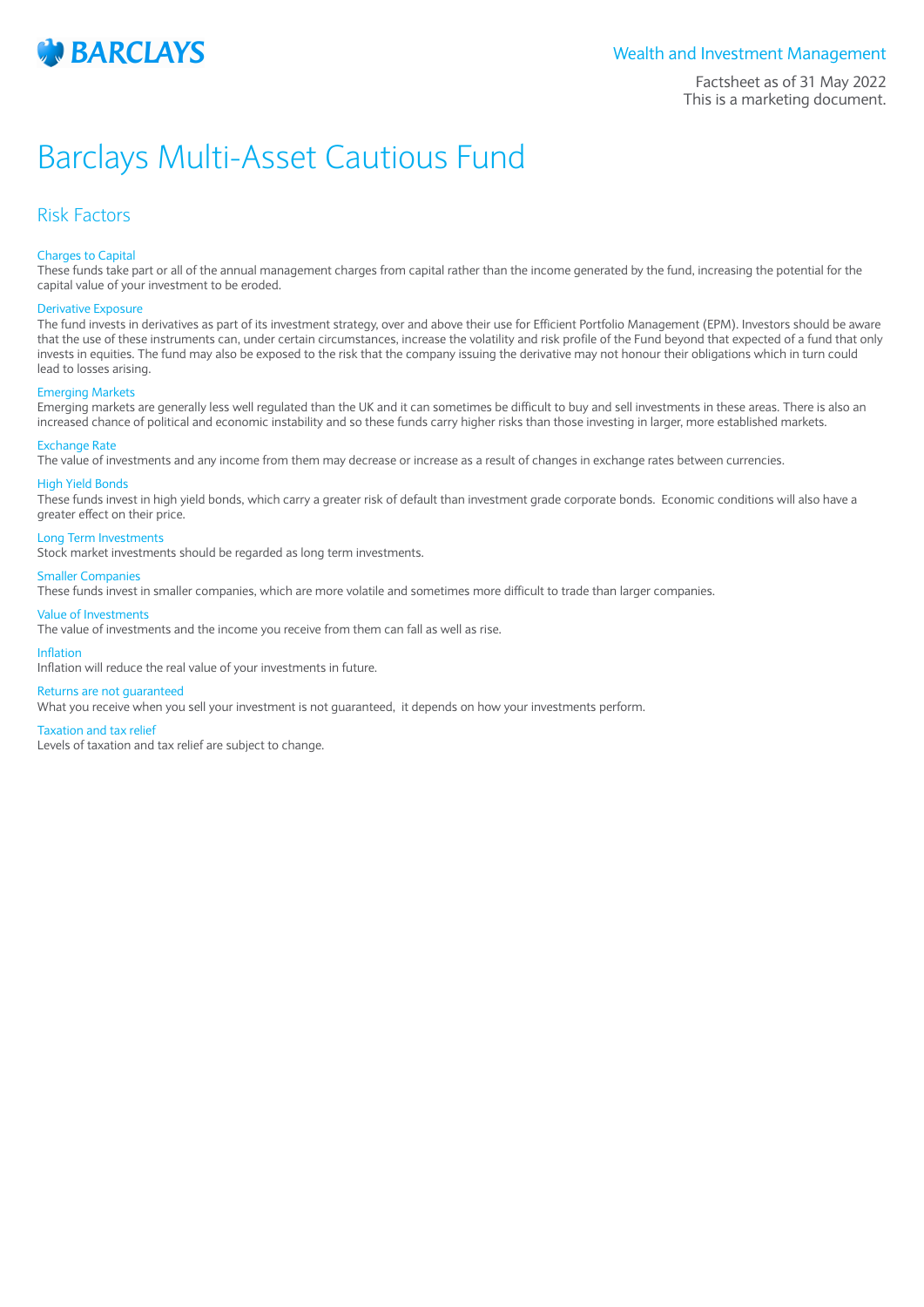Wealth and Investment Management

Factsheet as of 31 May 2022
This is a marketing document.

# Barclays Multi-Asset Cautious Fund

## Risk Factors

### Charges to Capital

These funds take part or all of the annual management charges from capital rather than the income generated by the fund, increasing the potential for the capital value of your investment to be eroded.

### Derivative Exposure

The fund invests in derivatives as part of its investment strategy, over and above their use for Efficient Portfolio Management (EPM). Investors should be aware that the use of these instruments can, under certain circumstances, increase the volatility and risk profile of the Fund beyond that expected of a fund that only invests in equities. The fund may also be exposed to the risk that the company issuing the derivative may not honour their obligations which in turn could lead to losses arising.

### Emerging Markets

Emerging markets are generally less well regulated than the UK and it can sometimes be difficult to buy and sell investments in these areas. There is also an increased chance of political and economic instability and so these funds carry higher risks than those investing in larger, more established markets.

### Exchange Rate

The value of investments and any income from them may decrease or increase as a result of changes in exchange rates between currencies.

### High Yield Bonds

These funds invest in high yield bonds, which carry a greater risk of default than investment grade corporate bonds. Economic conditions will also have a greater effect on their price.

### Long Term Investments

Stock market investments should be regarded as long term investments.

### Smaller Companies

These funds invest in smaller companies, which are more volatile and sometimes more difficult to trade than larger companies.

### Value of Investments

The value of investments and the income you receive from them can fall as well as rise.

### Inflation

Inflation will reduce the real value of your investments in future.

### Returns are not guaranteed

What you receive when you sell your investment is not guaranteed, it depends on how your investments perform.

### Taxation and tax relief

Levels of taxation and tax relief are subject to change.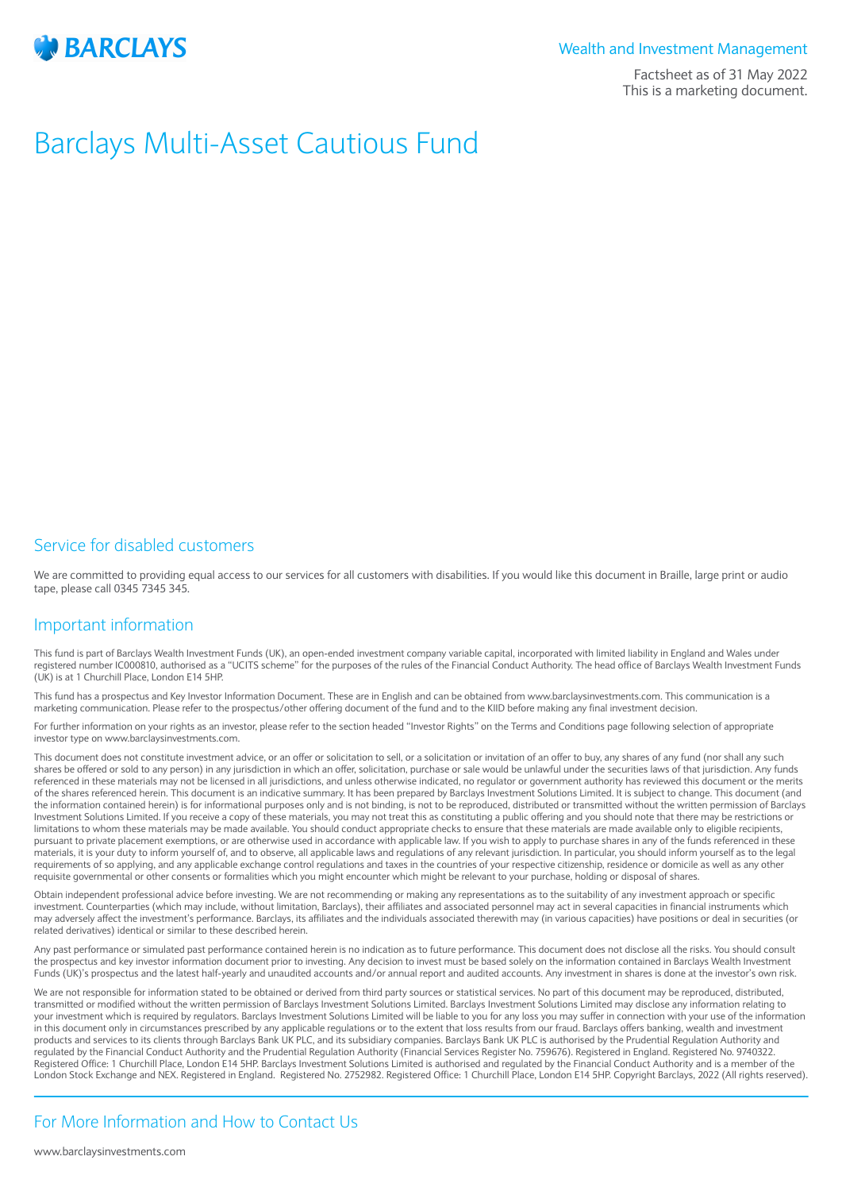Wealth and Investment Management

Factsheet as of 31 May 2022
This is a marketing document.

# Barclays Multi-Asset Cautious Fund

## Service for disabled customers

We are committed to providing equal access to our services for all customers with disabilities. If you would like this document in Braille, large print or audio tape, please call 0345 7345 345.

## Important information

This fund is part of Barclays Wealth Investment Funds (UK), an open-ended investment company variable capital, incorporated with limited liability in England and Wales under registered number IC000810, authorised as a "UCITS scheme" for the purposes of the rules of the Financial Conduct Authority. The head office of Barclays Wealth Investment Funds (UK) is at 1 Churchill Place, London E14 5HP.

This fund has a prospectus and Key Investor Information Document. These are in English and can be obtained from www.barclaysinvestments.com. This communication is a marketing communication. Please refer to the prospectus/other offering document of the fund and to the KIID before making any final investment decision.

For further information on your rights as an investor, please refer to the section headed "Investor Rights" on the Terms and Conditions page following selection of appropriate investor type on www.barclaysinvestments.com.

This document does not constitute investment advice, or an offer or solicitation to sell, or a solicitation or invitation of an offer to buy, any shares of any fund (nor shall any such shares be offered or sold to any person) in any jurisdiction in which an offer, solicitation, purchase or sale would be unlawful under the securities laws of that jurisdiction. Any funds referenced in these materials may not be licensed in all jurisdictions, and unless otherwise indicated, no regulator or government authority has reviewed this document or the merits of the shares referenced herein. This document is an indicative summary. It has been prepared by Barclays Investment Solutions Limited. It is subject to change. This document (and the information contained herein) is for informational purposes only and is not binding, is not to be reproduced, distributed or transmitted without the written permission of Barclays Investment Solutions Limited. If you receive a copy of these materials, you may not treat this as constituting a public offering and you should note that there may be restrictions or limitations to whom these materials may be made available. You should conduct appropriate checks to ensure that these materials are made available only to eligible recipients, pursuant to private placement exemptions, or are otherwise used in accordance with applicable law. If you wish to apply to purchase shares in any of the funds referenced in these materials, it is your duty to inform yourself of, and to observe, all applicable laws and regulations of any relevant jurisdiction. In particular, you should inform yourself as to the legal requirements of so applying, and any applicable exchange control regulations and taxes in the countries of your respective citizenship, residence or domicile as well as any other requisite governmental or other consents or formalities which you might encounter which might be relevant to your purchase, holding or disposal of shares.

Obtain independent professional advice before investing. We are not recommending or making any representations as to the suitability of any investment approach or specific investment. Counterparties (which may include, without limitation, Barclays), their affiliates and associated personnel may act in several capacities in financial instruments which may adversely affect the investment's performance. Barclays, its affiliates and the individuals associated therewith may (in various capacities) have positions or deal in securities (or related derivatives) identical or similar to these described herein.

Any past performance or simulated past performance contained herein is no indication as to future performance. This document does not disclose all the risks. You should consult the prospectus and key investor information document prior to investing. Any decision to invest must be based solely on the information contained in Barclays Wealth Investment Funds (UK)'s prospectus and the latest half-yearly and unaudited accounts and/or annual report and audited accounts. Any investment in shares is done at the investor's own risk.

We are not responsible for information stated to be obtained or derived from third party sources or statistical services. No part of this document may be reproduced, distributed, transmitted or modified without the written permission of Barclays Investment Solutions Limited. Barclays Investment Solutions Limited may disclose any information relating to your investment which is required by regulators. Barclays Investment Solutions Limited will be liable to you for any loss you may suffer in connection with your use of the information in this document only in circumstances prescribed by any applicable regulations or to the extent that loss results from our fraud. Barclays offers banking, wealth and investment products and services to its clients through Barclays Bank UK PLC, and its subsidiary companies. Barclays Bank UK PLC is authorised by the Prudential Regulation Authority and regulated by the Financial Conduct Authority and the Prudential Regulation Authority (Financial Services Register No. 759676). Registered in England. Registered No. 9740322. Registered Office: 1 Churchill Place, London E14 5HP. Barclays Investment Solutions Limited is authorised and regulated by the Financial Conduct Authority and is a member of the London Stock Exchange and NEX. Registered in England. Registered No. 2752982. Registered Office: 1 Churchill Place, London E14 5HP. Copyright Barclays, 2022 (All rights reserved).

## For More Information and How to Contact Us

www.barclaysinvestments.com